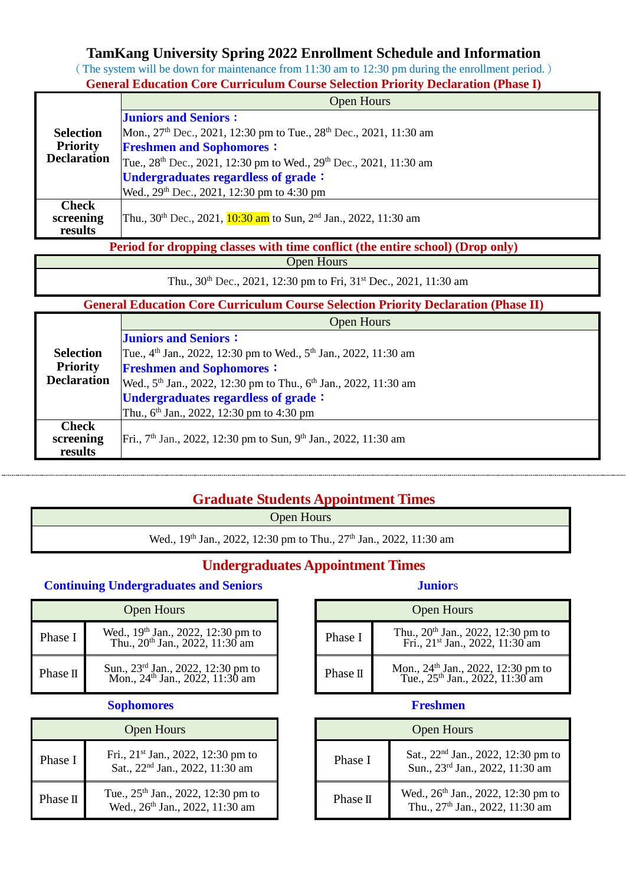# TamKang University Spring 2022 Enrollment Schedule and Information

( The system will be down for maintenance from 11:30 am to 12:30 pm during the enrollment period. )

## General Education Core Curriculum Course Selection Priority Declaration (Phase I)

| | Open Hours |
|---|---|
| **Selection Priority Declaration** | **Juniors and Seniors：**<br>Mon., 27th Dec., 2021, 12:30 pm to Tue., 28th Dec., 2021, 11:30 am<br>**Freshmen and Sophomores：**<br>Tue., 28th Dec., 2021, 12:30 pm to Wed., 29th Dec., 2021, 11:30 am<br>**Undergraduates regardless of grade：**<br>Wed., 29th Dec., 2021, 12:30 pm to 4:30 pm |
| **Check screening results** | Thu., 30th Dec., 2021, 10:30 am to Sun, 2nd Jan., 2022, 11:30 am |

## Period for dropping classes with time conflict (the entire school) (Drop only)

| Open Hours |
|---|
| Thu., 30th Dec., 2021, 12:30 pm to Fri, 31st Dec., 2021, 11:30 am |

## General Education Core Curriculum Course Selection Priority Declaration (Phase II)

| | Open Hours |
|---|---|
| **Selection Priority Declaration** | **Juniors and Seniors：**<br>Tue., 4th Jan., 2022, 12:30 pm to Wed., 5th Jan., 2022, 11:30 am<br>**Freshmen and Sophomores：**<br>Wed., 5th Jan., 2022, 12:30 pm to Thu., 6th Jan., 2022, 11:30 am<br>**Undergraduates regardless of grade：**<br>Thu., 6th Jan., 2022, 12:30 pm to 4:30 pm |
| **Check screening results** | Fri., 7th Jan., 2022, 12:30 pm to Sun, 9th Jan., 2022, 11:30 am |

---

## Graduate Students Appointment Times

| Open Hours |
|---|
| Wed., 19th Jan., 2022, 12:30 pm to Thu., 27th Jan., 2022, 11:30 am |

## Undergraduates Appointment Times

### Continuing Undergraduates and Seniors

| | Open Hours |
|---|---|
| Phase I | Wed., 19th Jan., 2022, 12:30 pm to Thu., 20th Jan., 2022, 11:30 am |
| Phase II | Sun., 23rd Jan., 2022, 12:30 pm to Mon., 24th Jan., 2022, 11:30 am |

### Juniors

| | Open Hours |
|---|---|
| Phase I | Thu., 20th Jan., 2022, 12:30 pm to Fri., 21st Jan., 2022, 11:30 am |
| Phase II | Mon., 24th Jan., 2022, 12:30 pm to Tue., 25th Jan., 2022, 11:30 am |

### Sophomores

| | Open Hours |
|---|---|
| Phase I | Fri., 21st Jan., 2022, 12:30 pm to Sat., 22nd Jan., 2022, 11:30 am |
| Phase II | Tue., 25th Jan., 2022, 12:30 pm to Wed., 26th Jan., 2022, 11:30 am |

### Freshmen

| | Open Hours |
|---|---|
| Phase I | Sat., 22nd Jan., 2022, 12:30 pm to Sun., 23rd Jan., 2022, 11:30 am |
| Phase II | Wed., 26th Jan., 2022, 12:30 pm to Thu., 27th Jan., 2022, 11:30 am |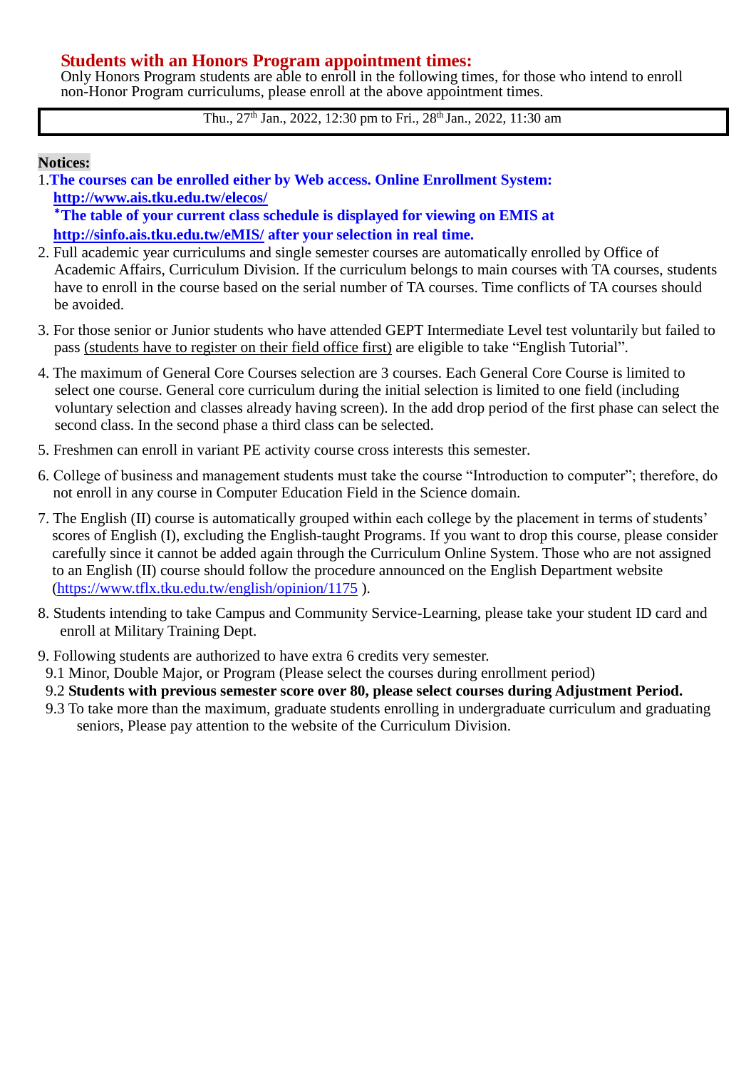## Students with an Honors Program appointment times:

Only Honors Program students are able to enroll in the following times, for those who intend to enroll non-Honor Program curriculums, please enroll at the above appointment times.

| |
|---|
| Thu., 27th Jan., 2022, 12:30 pm to Fri., 28th Jan., 2022, 11:30 am |

**Notices:**

1. **The courses can be enrolled either by Web access. Online Enrollment System: http://www.ais.tku.edu.tw/elecos/**
   **\*The table of your current class schedule is displayed for viewing on EMIS at http://sinfo.ais.tku.edu.tw/eMIS/ after your selection in real time.**
2. Full academic year curriculums and single semester courses are automatically enrolled by Office of Academic Affairs, Curriculum Division. If the curriculum belongs to main courses with TA courses, students have to enroll in the course based on the serial number of TA courses. Time conflicts of TA courses should be avoided.
3. For those senior or Junior students who have attended GEPT Intermediate Level test voluntarily but failed to pass (students have to register on their field office first) are eligible to take "English Tutorial".
4. The maximum of General Core Courses selection are 3 courses. Each General Core Course is limited to select one course. General core curriculum during the initial selection is limited to one field (including voluntary selection and classes already having screen). In the add drop period of the first phase can select the second class. In the second phase a third class can be selected.
5. Freshmen can enroll in variant PE activity course cross interests this semester.
6. College of business and management students must take the course "Introduction to computer"; therefore, do not enroll in any course in Computer Education Field in the Science domain.
7. The English (II) course is automatically grouped within each college by the placement in terms of students' scores of English (I), excluding the English-taught Programs. If you want to drop this course, please consider carefully since it cannot be added again through the Curriculum Online System. Those who are not assigned to an English (II) course should follow the procedure announced on the English Department website (https://www.tflx.tku.edu.tw/english/opinion/1175 ).
8. Students intending to take Campus and Community Service-Learning, please take your student ID card and enroll at Military Training Dept.
9. Following students are authorized to have extra 6 credits very semester.
   - 9.1 Minor, Double Major, or Program (Please select the courses during enrollment period)
   - 9.2 **Students with previous semester score over 80, please select courses during Adjustment Period.**
   - 9.3 To take more than the maximum, graduate students enrolling in undergraduate curriculum and graduating seniors, Please pay attention to the website of the Curriculum Division.